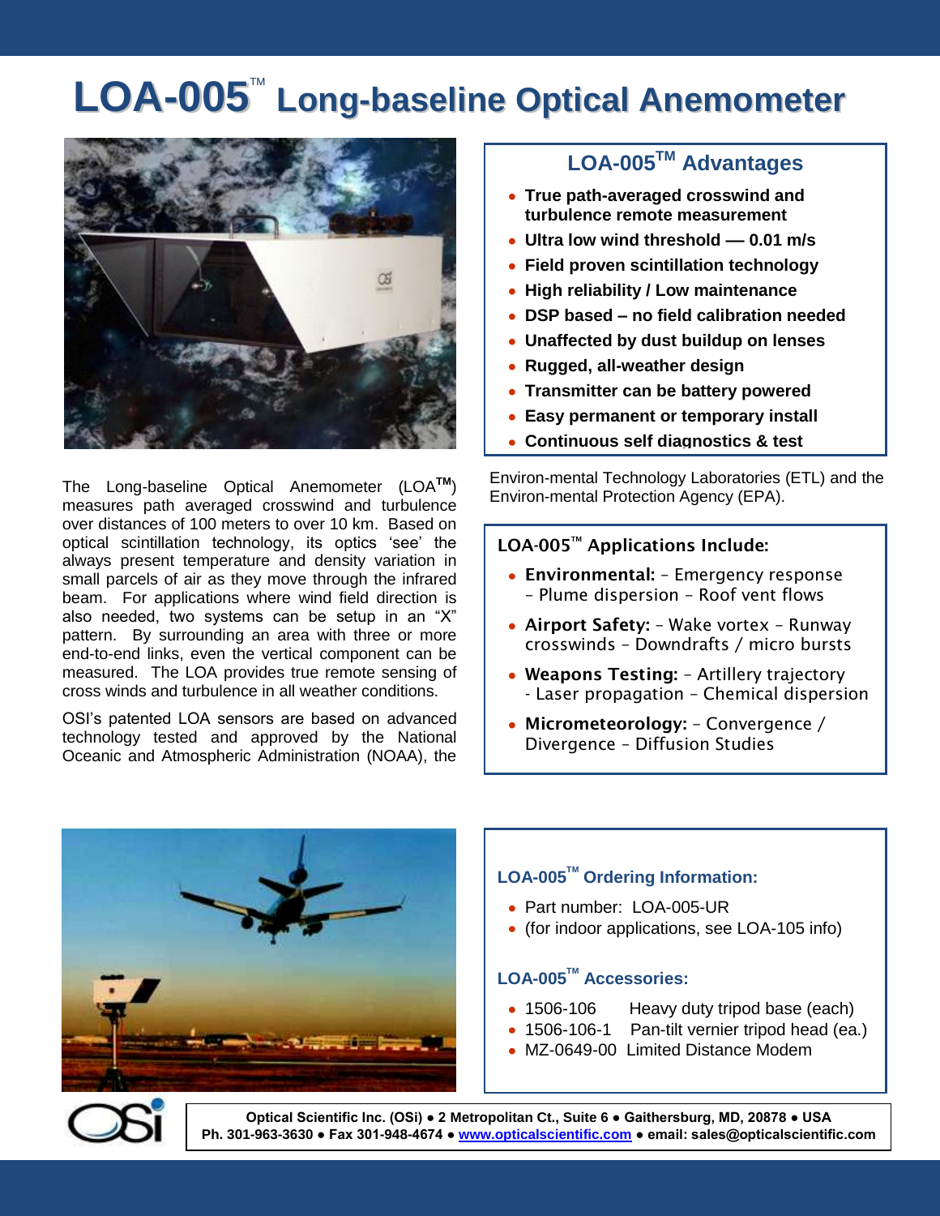# LOA-005™ Long-baseline Optical Anemometer

## LOA-005™ Advantages

- **True path-averaged crosswind and turbulence remote measurement**
- **Ultra low wind threshold — 0.01 m/s**
- **Field proven scintillation technology**
- **High reliability / Low maintenance**
- **DSP based – no field calibration needed**
- **Unaffected by dust buildup on lenses**
- **Rugged, all-weather design**
- **Transmitter can be battery powered**
- **Easy permanent or temporary install**
- **Continuous self diagnostics & test**

The Long-baseline Optical Anemometer (LOA™) measures path averaged crosswind and turbulence over distances of 100 meters to over 10 km. Based on optical scintillation technology, its optics 'see' the always present temperature and density variation in small parcels of air as they move through the infrared beam. For applications where wind field direction is also needed, two systems can be setup in an "X" pattern. By surrounding an area with three or more end-to-end links, even the vertical component can be measured. The LOA provides true remote sensing of cross winds and turbulence in all weather conditions.

OSI's patented LOA sensors are based on advanced technology tested and approved by the National Oceanic and Atmospheric Administration (NOAA), the Environ-mental Technology Laboratories (ETL) and the Environ-mental Protection Agency (EPA).

## LOA-005™ Applications Include:

- **Environmental:** – Emergency response – Plume dispersion – Roof vent flows
- **Airport Safety:** – Wake vortex – Runway crosswinds – Downdrafts / micro bursts
- **Weapons Testing:** – Artillery trajectory - Laser propagation – Chemical dispersion
- **Micrometeorology:** – Convergence / Divergence – Diffusion Studies

## LOA-005™ Ordering Information:

- Part number: LOA-005-UR
- (for indoor applications, see LOA-105 info)

## LOA-005™ Accessories:

- 1506-106 Heavy duty tripod base (each)
- 1506-106-1 Pan-tilt vernier tripod head (ea.)
- MZ-0649-00 Limited Distance Modem

**Optical Scientific Inc. (OSi) ● 2 Metropolitan Ct., Suite 6 ● Gaithersburg, MD, 20878 ● USA**
**Ph. 301-963-3630 ● Fax 301-948-4674 ● www.opticalscientific.com ● email: sales@opticalscientific.com**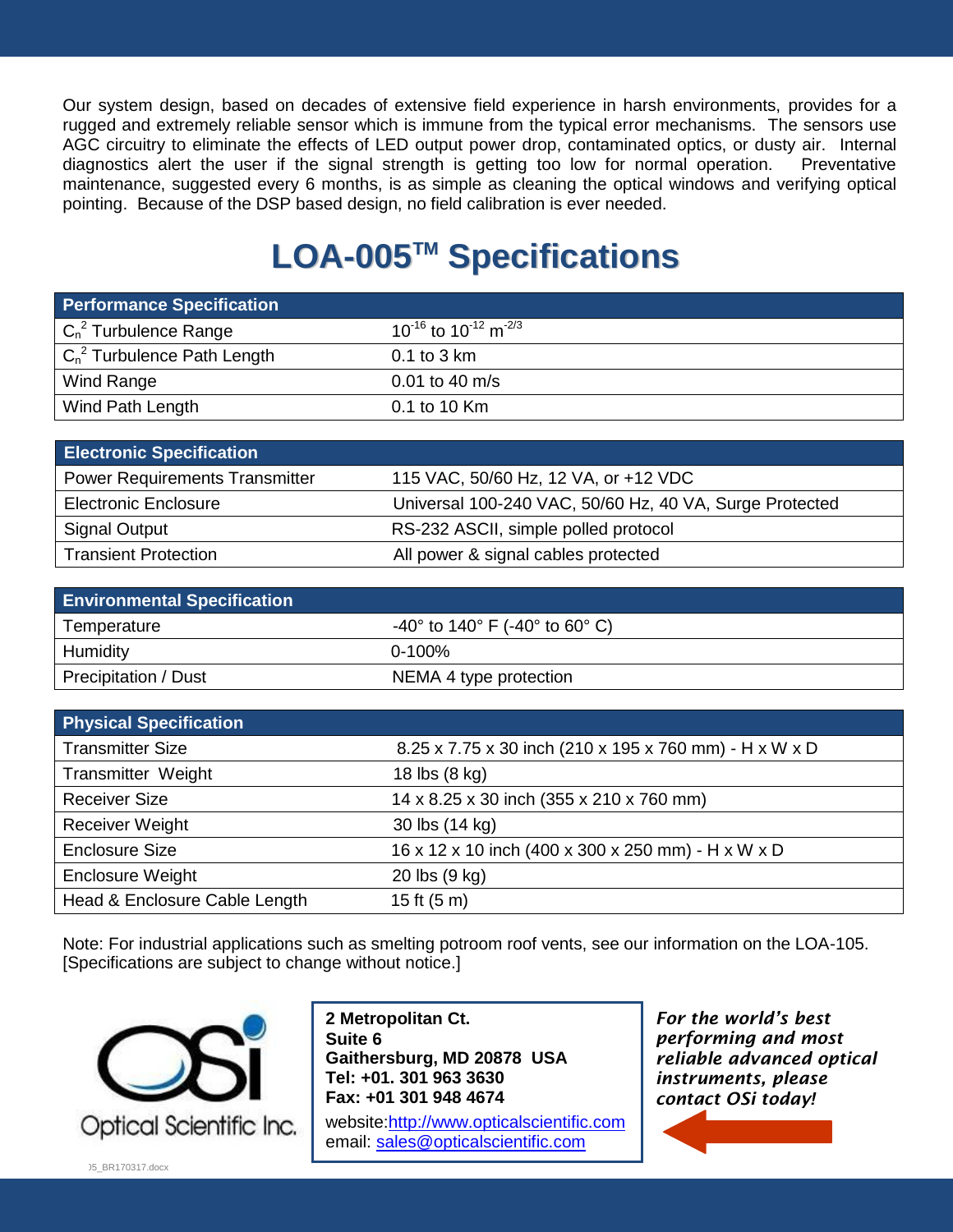Our system design, based on decades of extensive field experience in harsh environments, provides for a rugged and extremely reliable sensor which is immune from the typical error mechanisms. The sensors use AGC circuitry to eliminate the effects of LED output power drop, contaminated optics, or dusty air. Internal diagnostics alert the user if the signal strength is getting too low for normal operation. Preventative maintenance, suggested every 6 months, is as simple as cleaning the optical windows and verifying optical pointing. Because of the DSP based design, no field calibration is ever needed.

# LOA-005™ Specifications

| Performance Specification | |
|---|---|
| $C_n^2$ Turbulence Range | $10^{-16}$ to $10^{-12}$ $m^{-2/3}$ |
| $C_n^2$ Turbulence Path Length | 0.1 to 3 km |
| Wind Range | 0.01 to 40 m/s |
| Wind Path Length | 0.1 to 10 Km |

| Electronic Specification | |
|---|---|
| Power Requirements Transmitter | 115 VAC, 50/60 Hz, 12 VA, or +12 VDC |
| Electronic Enclosure | Universal 100-240 VAC, 50/60 Hz, 40 VA, Surge Protected |
| Signal Output | RS-232 ASCII, simple polled protocol |
| Transient Protection | All power & signal cables protected |

| Environmental Specification | |
|---|---|
| Temperature | -40° to 140° F (-40° to 60° C) |
| Humidity | 0-100% |
| Precipitation / Dust | NEMA 4 type protection |

| Physical Specification | |
|---|---|
| Transmitter Size | 8.25 x 7.75 x 30 inch (210 x 195 x 760 mm) - H x W x D |
| Transmitter Weight | 18 lbs (8 kg) |
| Receiver Size | 14 x 8.25 x 30 inch (355 x 210 x 760 mm) |
| Receiver Weight | 30 lbs (14 kg) |
| Enclosure Size | 16 x 12 x 10 inch (400 x 300 x 250 mm) - H x W x D |
| Enclosure Weight | 20 lbs (9 kg) |
| Head & Enclosure Cable Length | 15 ft (5 m) |

Note: For industrial applications such as smelting potroom roof vents, see our information on the LOA-105. [Specifications are subject to change without notice.]

Optical Scientific Inc.

**2 Metropolitan Ct.**
**Suite 6**
**Gaithersburg, MD 20878 USA**
**Tel: +01. 301 963 3630**
**Fax: +01 301 948 4674**
website: http://www.opticalscientific.com
email: sales@opticalscientific.com

***For the world's best performing and most reliable advanced optical instruments, please contact OSi today!***